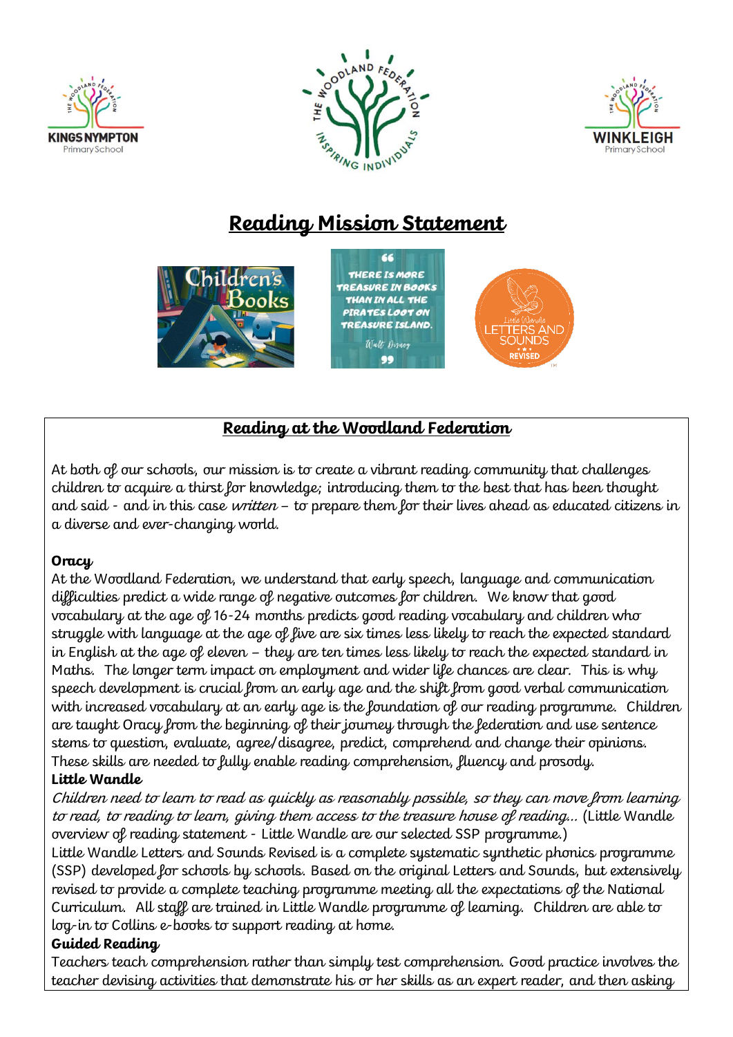# Reading Mission Statement

## Reading at the Woodland Federation

At both of our schools, our mission is to create a vibrant reading community that challenges children to acquire a thirst for knowledge; introducing them to the best that has been thought and said - and in this case *written* – to prepare them for their lives ahead as educated citizens in a diverse and ever-changing world.

**Oracy**

At the Woodland Federation, we understand that early speech, language and communication difficulties predict a wide range of negative outcomes for children. We know that good vocabulary at the age of 16-24 months predicts good reading vocabulary and children who struggle with language at the age of five are six times less likely to reach the expected standard in English at the age of eleven – they are ten times less likely to reach the expected standard in Maths. The longer term impact on employment and wider life chances are clear. This is why speech development is crucial from an early age and the shift from good verbal communication with increased vocabulary at an early age is the foundation of our reading programme. Children are taught Oracy from the beginning of their journey through the federation and use sentence stems to question, evaluate, agree/disagree, predict, comprehend and change their opinions. These skills are needed to fully enable reading comprehension, fluency and prosody.

**Little Wandle**

*Children need to learn to read as quickly as reasonably possible, so they can move from learning to read, to reading to learn, giving them access to the treasure house of reading...* (Little Wandle overview of reading statement - Little Wandle are our selected SSP programme.)

Little Wandle Letters and Sounds Revised is a complete systematic synthetic phonics programme (SSP) developed for schools by schools. Based on the original Letters and Sounds, but extensively revised to provide a complete teaching programme meeting all the expectations of the National Curriculum. All staff are trained in Little Wandle programme of learning. Children are able to log-in to Collins e-books to support reading at home.

**Guided Reading**

Teachers teach comprehension rather than simply test comprehension. Good practice involves the teacher devising activities that demonstrate his or her skills as an expert reader, and then asking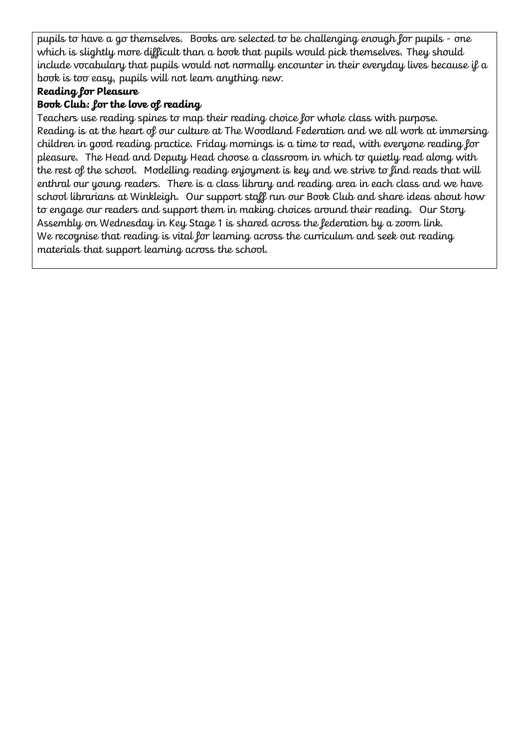pupils to have a go themselves. Books are selected to be challenging enough for pupils - one which is slightly more difficult than a book that pupils would pick themselves. They should include vocabulary that pupils would not normally encounter in their everyday lives because if a book is too easy, pupils will not learn anything new.

**Reading for Pleasure**

**Book Club: for the love of reading**

Teachers use reading spines to map their reading choice for whole class with purpose.
Reading is at the heart of our culture at The Woodland Federation and we all work at immersing children in good reading practice. Friday mornings is a time to read, with everyone reading for pleasure. The Head and Deputy Head choose a classroom in which to quietly read along with the rest of the school. Modelling reading enjoyment is key and we strive to find reads that will enthral our young readers. There is a class library and reading area in each class and we have school librarians at Winkleigh. Our support staff run our Book Club and share ideas about how to engage our readers and support them in making choices around their reading. Our Story Assembly on Wednesday in Key Stage 1 is shared across the federation by a zoom link.
We recognise that reading is vital for learning across the curriculum and seek out reading materials that support learning across the school.